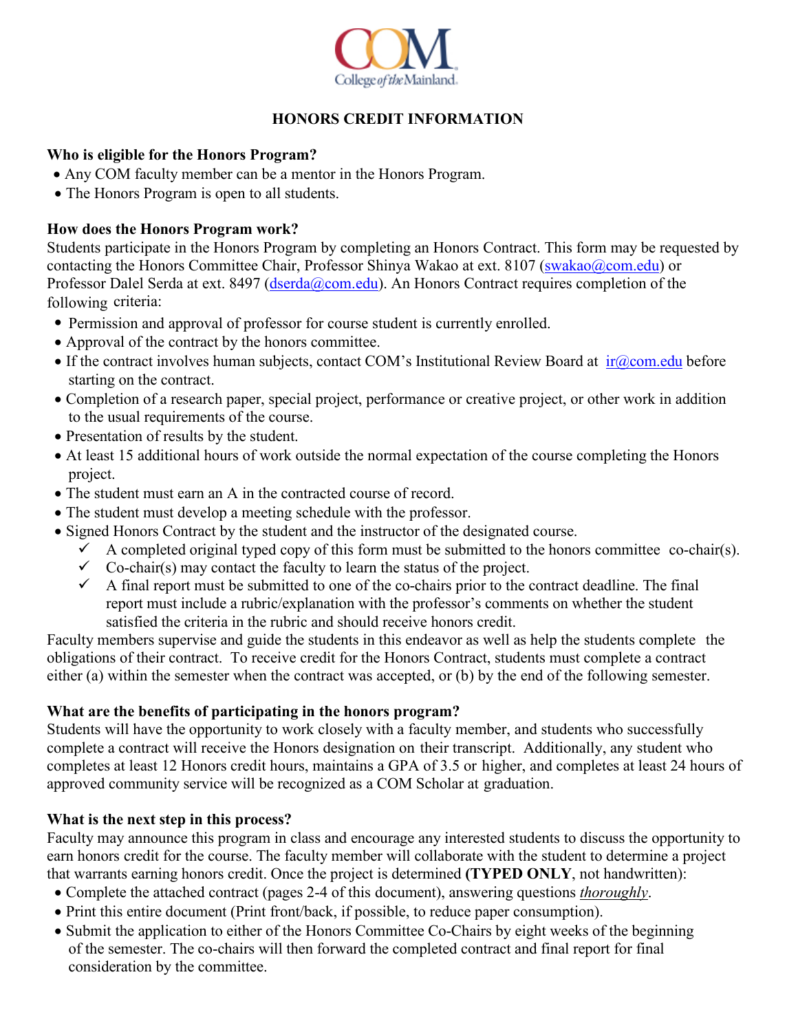College of the Mainland

# HONORS CREDIT INFORMATION

### Who is eligible for the Honors Program?

- Any COM faculty member can be a mentor in the Honors Program.
- The Honors Program is open to all students.

### How does the Honors Program work?

Students participate in the Honors Program by completing an Honors Contract. This form may be requested by contacting the Honors Committee Chair, Professor Shinya Wakao at ext. 8107 (swakao@com.edu) or Professor Dalel Serda at ext. 8497 (dserda@com.edu). An Honors Contract requires completion of the following criteria:

- Permission and approval of professor for course student is currently enrolled.
- Approval of the contract by the honors committee.
- If the contract involves human subjects, contact COM's Institutional Review Board at ir@com.edu before starting on the contract.
- Completion of a research paper, special project, performance or creative project, or other work in addition to the usual requirements of the course.
- Presentation of results by the student.
- At least 15 additional hours of work outside the normal expectation of the course completing the Honors project.
- The student must earn an A in the contracted course of record.
- The student must develop a meeting schedule with the professor.
- Signed Honors Contract by the student and the instructor of the designated course.
  - ✓ A completed original typed copy of this form must be submitted to the honors committee co-chair(s).
  - ✓ Co-chair(s) may contact the faculty to learn the status of the project.
  - ✓ A final report must be submitted to one of the co-chairs prior to the contract deadline. The final report must include a rubric/explanation with the professor's comments on whether the student satisfied the criteria in the rubric and should receive honors credit.

Faculty members supervise and guide the students in this endeavor as well as help the students complete the obligations of their contract. To receive credit for the Honors Contract, students must complete a contract either (a) within the semester when the contract was accepted, or (b) by the end of the following semester.

### What are the benefits of participating in the honors program?

Students will have the opportunity to work closely with a faculty member, and students who successfully complete a contract will receive the Honors designation on their transcript. Additionally, any student who completes at least 12 Honors credit hours, maintains a GPA of 3.5 or higher, and completes at least 24 hours of approved community service will be recognized as a COM Scholar at graduation.

### What is the next step in this process?

Faculty may announce this program in class and encourage any interested students to discuss the opportunity to earn honors credit for the course. The faculty member will collaborate with the student to determine a project that warrants earning honors credit. Once the project is determined **(TYPED ONLY**, not handwritten):

- Complete the attached contract (pages 2-4 of this document), answering questions *thoroughly*.
- Print this entire document (Print front/back, if possible, to reduce paper consumption).
- Submit the application to either of the Honors Committee Co-Chairs by eight weeks of the beginning of the semester. The co-chairs will then forward the completed contract and final report for final consideration by the committee.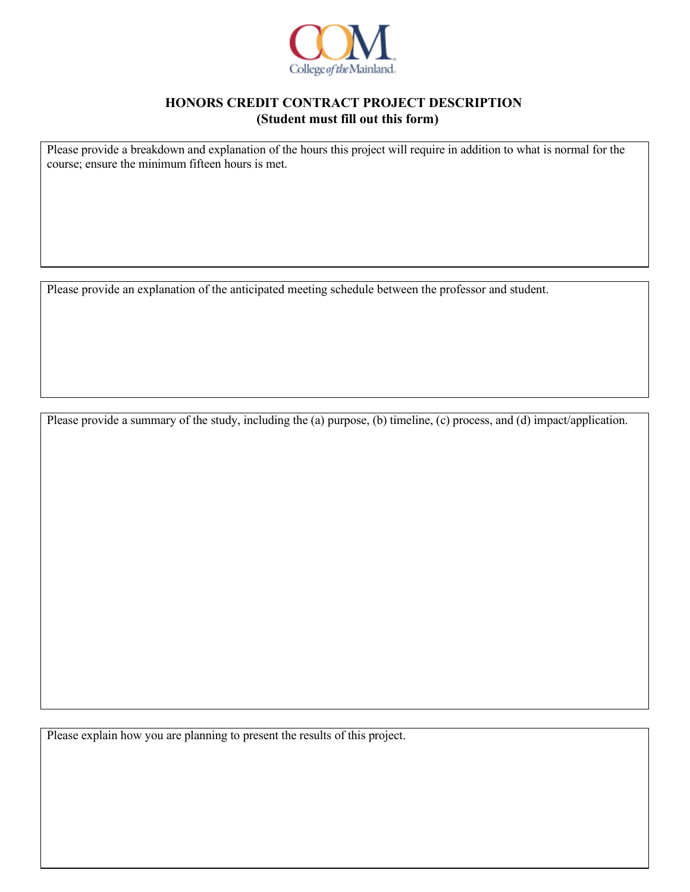COM College of the Mainland

## HONORS CREDIT CONTRACT PROJECT DESCRIPTION
**(Student must fill out this form)**

Please provide a breakdown and explanation of the hours this project will require in addition to what is normal for the course; ensure the minimum fifteen hours is met.

Please provide an explanation of the anticipated meeting schedule between the professor and student.

Please provide a summary of the study, including the (a) purpose, (b) timeline, (c) process, and (d) impact/application.

Please explain how you are planning to present the results of this project.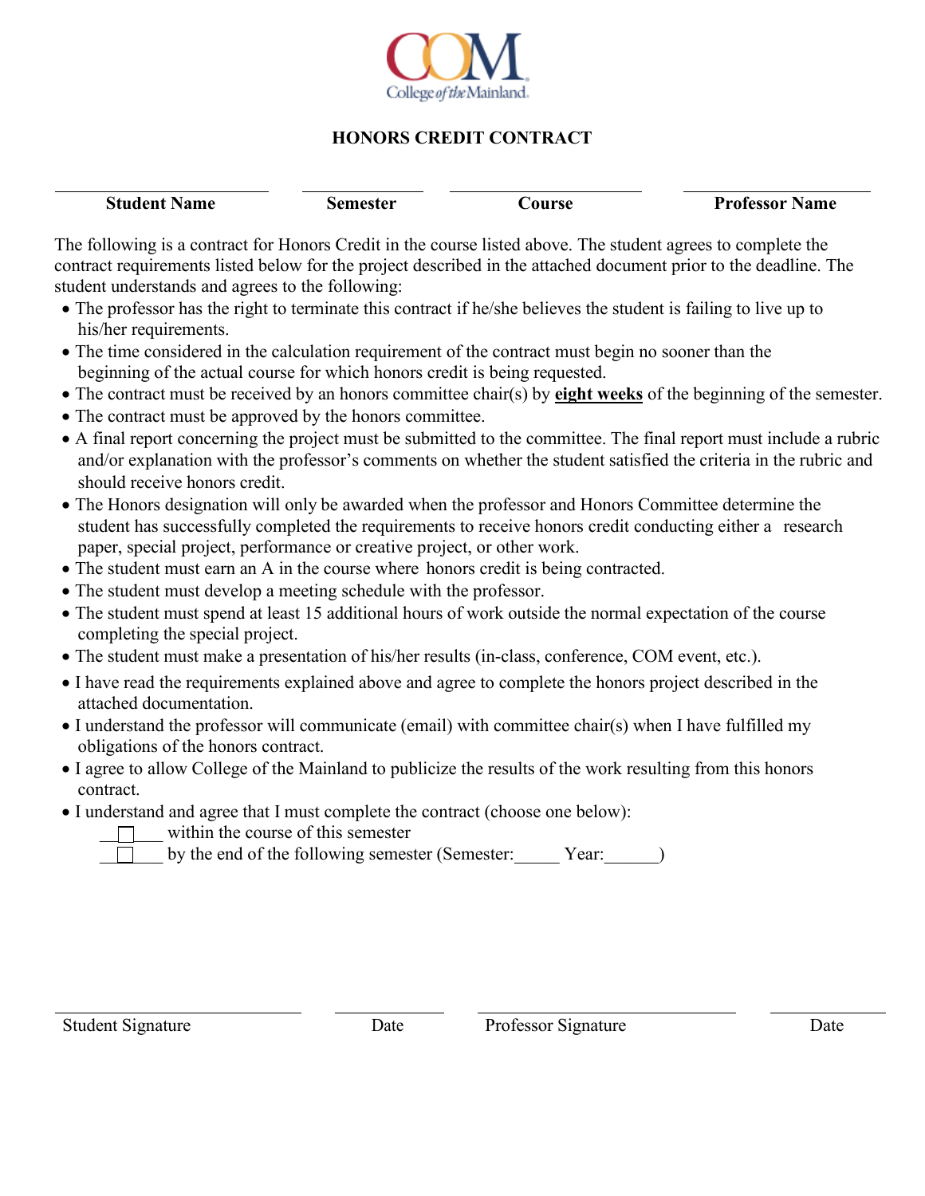COM College of the Mainland

## HONORS CREDIT CONTRACT

| Student Name | Semester | Course | Professor Name |
|---|---|---|---|
| | | | |

The following is a contract for Honors Credit in the course listed above. The student agrees to complete the contract requirements listed below for the project described in the attached document prior to the deadline. The student understands and agrees to the following:

- The professor has the right to terminate this contract if he/she believes the student is failing to live up to his/her requirements.
- The time considered in the calculation requirement of the contract must begin no sooner than the beginning of the actual course for which honors credit is being requested.
- The contract must be received by an honors committee chair(s) by **eight weeks** of the beginning of the semester.
- The contract must be approved by the honors committee.
- A final report concerning the project must be submitted to the committee. The final report must include a rubric and/or explanation with the professor's comments on whether the student satisfied the criteria in the rubric and should receive honors credit.
- The Honors designation will only be awarded when the professor and Honors Committee determine the student has successfully completed the requirements to receive honors credit conducting either a research paper, special project, performance or creative project, or other work.
- The student must earn an A in the course where honors credit is being contracted.
- The student must develop a meeting schedule with the professor.
- The student must spend at least 15 additional hours of work outside the normal expectation of the course completing the special project.
- The student must make a presentation of his/her results (in-class, conference, COM event, etc.).
- I have read the requirements explained above and agree to complete the honors project described in the attached documentation.
- I understand the professor will communicate (email) with committee chair(s) when I have fulfilled my obligations of the honors contract.
- I agree to allow College of the Mainland to publicize the results of the work resulting from this honors contract.
- I understand and agree that I must complete the contract (choose one below):
  - ☐ within the course of this semester
  - ☐ by the end of the following semester (Semester:_____ Year:______)

| Student Signature | Date | Professor Signature | Date |
|---|---|---|---|
| | | | |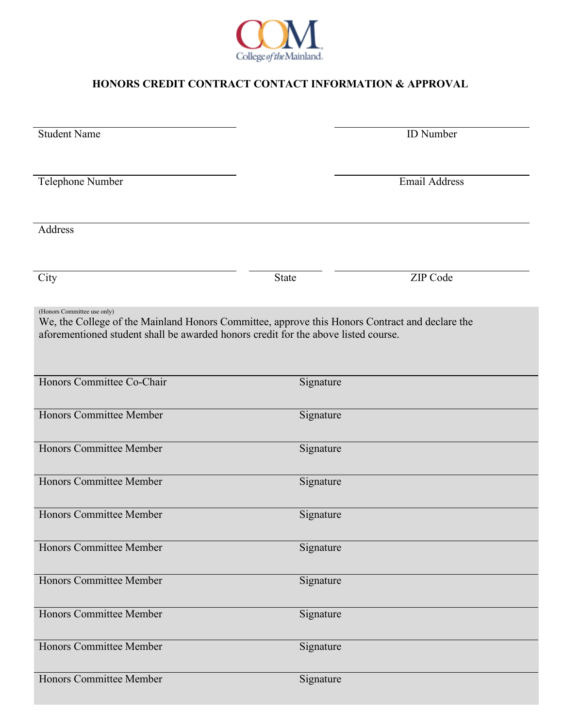COM College of the Mainland

**HONORS CREDIT CONTRACT CONTACT INFORMATION & APPROVAL**

| | |
|---|---|
| Student Name | ID Number |
| Telephone Number | Email Address |

Address

| | | |
|---|---|---|
| City | State | ZIP Code |

(Honors Committee use only)

We, the College of the Mainland Honors Committee, approve this Honors Contract and declare the aforementioned student shall be awarded honors credit for the above listed course.

| | |
|---|---|
| Honors Committee Co-Chair | Signature |
| Honors Committee Member | Signature |
| Honors Committee Member | Signature |
| Honors Committee Member | Signature |
| Honors Committee Member | Signature |
| Honors Committee Member | Signature |
| Honors Committee Member | Signature |
| Honors Committee Member | Signature |
| Honors Committee Member | Signature |
| Honors Committee Member | Signature |